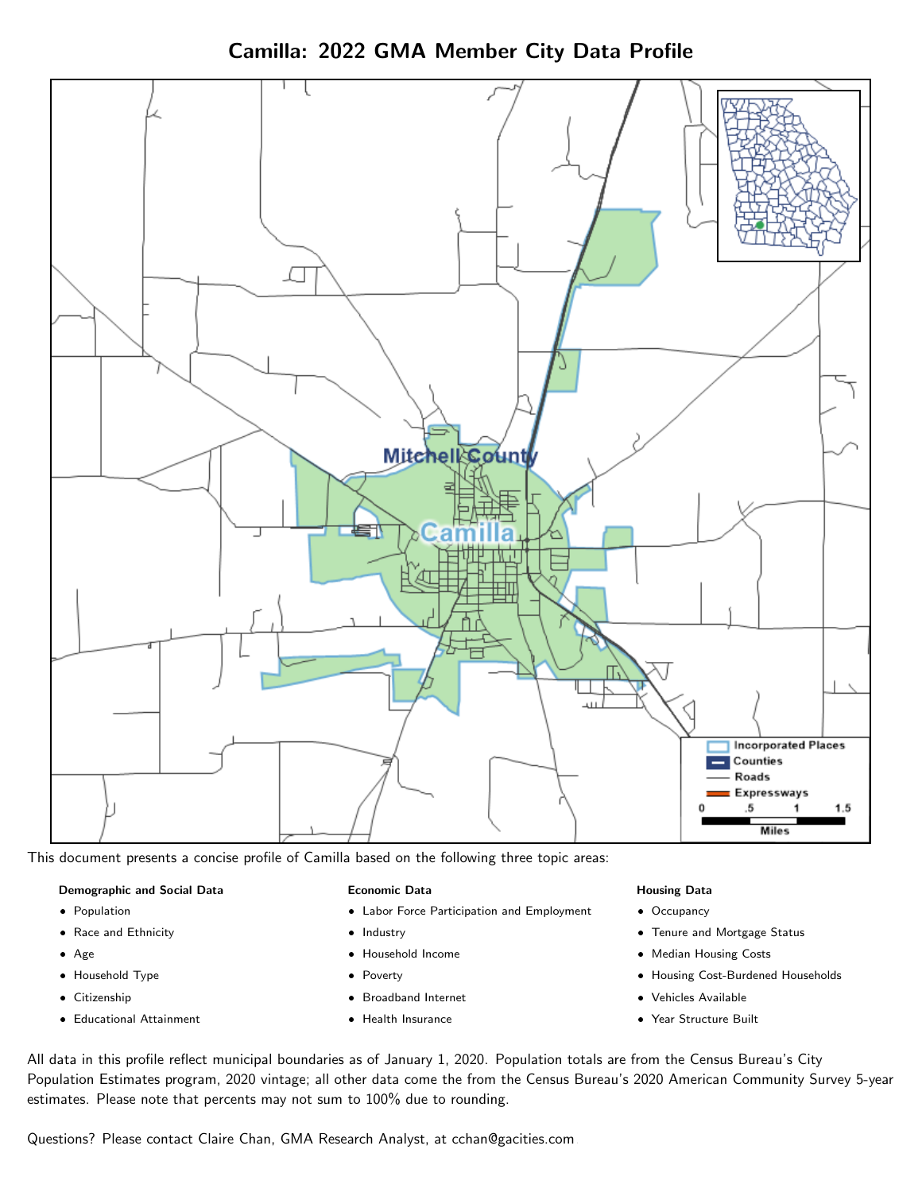# Camilla: 2022 GMA Member City Data Profile

This document presents a concise profile of Camilla based on the following three topic areas:

**Demographic and Social Data**

- Population
- Race and Ethnicity
- Age
- Household Type
- Citizenship
- Educational Attainment

**Economic Data**

- Labor Force Participation and Employment
- Industry
- Household Income
- Poverty
- Broadband Internet
- Health Insurance

**Housing Data**

- Occupancy
- Tenure and Mortgage Status
- Median Housing Costs
- Housing Cost-Burdened Households
- Vehicles Available
- Year Structure Built

All data in this profile reflect municipal boundaries as of January 1, 2020. Population totals are from the Census Bureau's City Population Estimates program, 2020 vintage; all other data come the from the Census Bureau's 2020 American Community Survey 5-year estimates. Please note that percents may not sum to 100% due to rounding.

Questions? Please contact Claire Chan, GMA Research Analyst, at cchan@gacities.com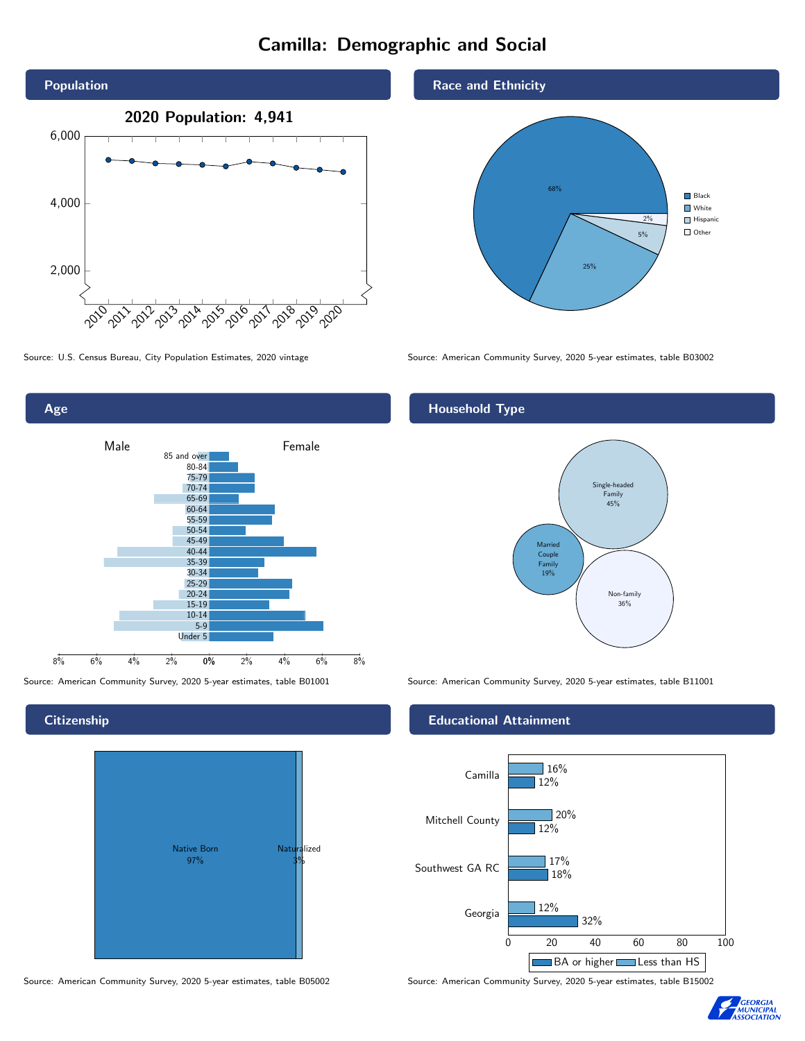# Camilla: Demographic and Social

## Population

**2020 Population: 4,941**

| Year | 2010 | 2011 | 2012 | 2013 | 2014 | 2015 | 2016 | 2017 | 2018 | 2019 | 2020 |
|---|---|---|---|---|---|---|---|---|---|---|---|

Source: U.S. Census Bureau, City Population Estimates, 2020 vintage

## Race and Ethnicity

| Race/Ethnicity | Percent |
|---|---|
| Black | 68% |
| White | 25% |
| Hispanic | 5% |
| Other | 2% |

Source: American Community Survey, 2020 5-year estimates, table B03002

## Age

Male / Female

Age groups: 85 and over, 80-84, 75-79, 70-74, 65-69, 60-64, 55-59, 50-54, 45-49, 40-44, 35-39, 30-34, 25-29, 20-24, 15-19, 10-14, 5-9, Under 5

Source: American Community Survey, 2020 5-year estimates, table B01001

## Household Type

| Household Type | Percent |
|---|---|
| Single-headed Family | 45% |
| Married Couple Family | 19% |
| Non-family | 36% |

Source: American Community Survey, 2020 5-year estimates, table B11001

## Citizenship

| Citizenship | Percent |
|---|---|
| Native Born | 97% |
| Naturalized | 3% |

Source: American Community Survey, 2020 5-year estimates, table B05002

## Educational Attainment

| Area | Less than HS | BA or higher |
|---|---|---|
| Camilla | 16% | 12% |
| Mitchell County | 20% | 12% |
| Southwest GA RC | 17% | 18% |
| Georgia | 12% | 32% |

Source: American Community Survey, 2020 5-year estimates, table B15002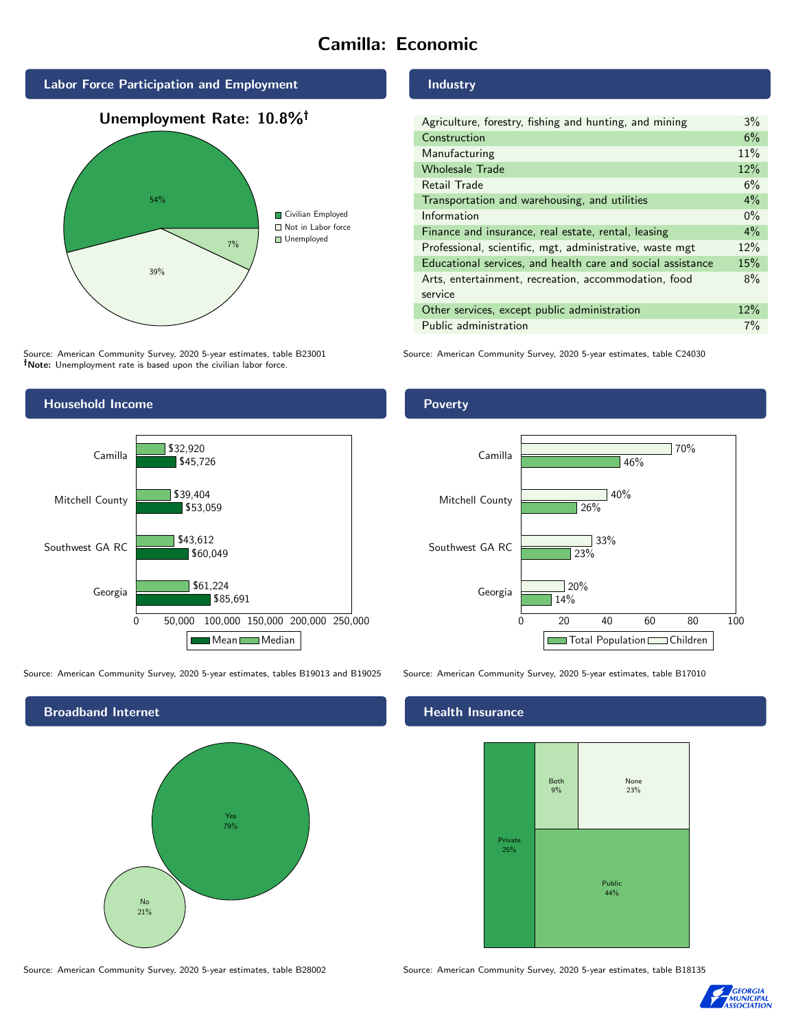# Camilla: Economic

## Labor Force Participation and Employment

**Unemployment Rate: 10.8%†**

| Category | Percent |
|---|---|
| Civilian Employed | 54% |
| Not in Labor force | 39% |
| Unemployed | 7% |

Source: American Community Survey, 2020 5-year estimates, table B23001
**†Note:** Unemployment rate is based upon the civilian labor force.

## Industry

| Industry | Percent |
|---|---|
| Agriculture, forestry, fishing and hunting, and mining | 3% |
| Construction | 6% |
| Manufacturing | 11% |
| Wholesale Trade | 12% |
| Retail Trade | 6% |
| Transportation and warehousing, and utilities | 4% |
| Information | 0% |
| Finance and insurance, real estate, rental, leasing | 4% |
| Professional, scientific, mgt, administrative, waste mgt | 12% |
| Educational services, and health care and social assistance | 15% |
| Arts, entertainment, recreation, accommodation, food service | 8% |
| Other services, except public administration | 12% |
| Public administration | 7% |

Source: American Community Survey, 2020 5-year estimates, table C24030

## Household Income

| | Median | Mean |
|---|---|---|
| Camilla | $32,920 | $45,726 |
| Mitchell County | $39,404 | $53,059 |
| Southwest GA RC | $43,612 | $60,049 |
| Georgia | $61,224 | $85,691 |

Source: American Community Survey, 2020 5-year estimates, tables B19013 and B19025

## Poverty

| | Children | Total Population |
|---|---|---|
| Camilla | 70% | 46% |
| Mitchell County | 40% | 26% |
| Southwest GA RC | 33% | 23% |
| Georgia | 20% | 14% |

Source: American Community Survey, 2020 5-year estimates, table B17010

## Broadband Internet

| | Percent |
|---|---|
| Yes | 79% |
| No | 21% |

Source: American Community Survey, 2020 5-year estimates, table B28002

## Health Insurance

| | Percent |
|---|---|
| Private | 25% |
| Both | 9% |
| None | 23% |
| Public | 44% |

Source: American Community Survey, 2020 5-year estimates, table B18135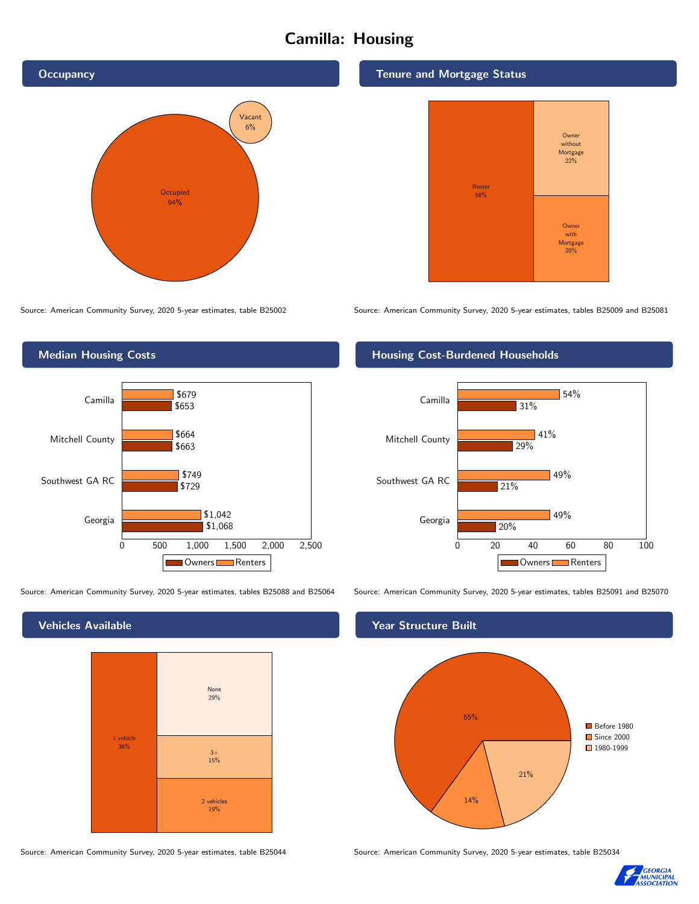# Camilla: Housing

## Occupancy

Vacant
6%

Occupied
94%

Source: American Community Survey, 2020 5-year estimates, table B25002

## Tenure and Mortgage Status

Renter
58%

Owner without Mortgage
22%

Owner with Mortgage
20%

Source: American Community Survey, 2020 5-year estimates, tables B25009 and B25081

## Median Housing Costs

Camilla
$679
$653

Mitchell County
$664
$663

Southwest GA RC
$749
$729

Georgia
$1,042
$1,068

0 500 1,000 1,500 2,000 2,500

Owners Renters

Source: American Community Survey, 2020 5-year estimates, tables B25088 and B25064

## Housing Cost-Burdened Households

Camilla
54%
31%

Mitchell County
41%
29%

Southwest GA RC
49%
21%

Georgia
49%
20%

0 20 40 60 80 100

Owners Renters

Source: American Community Survey, 2020 5-year estimates, tables B25091 and B25070

## Vehicles Available

1 vehicle
36%

None
29%

3+
15%

2 vehicles
19%

Source: American Community Survey, 2020 5-year estimates, table B25044

## Year Structure Built

65%

14%

21%

Before 1980
Since 2000
1980-1999

Source: American Community Survey, 2020 5-year estimates, table B25034